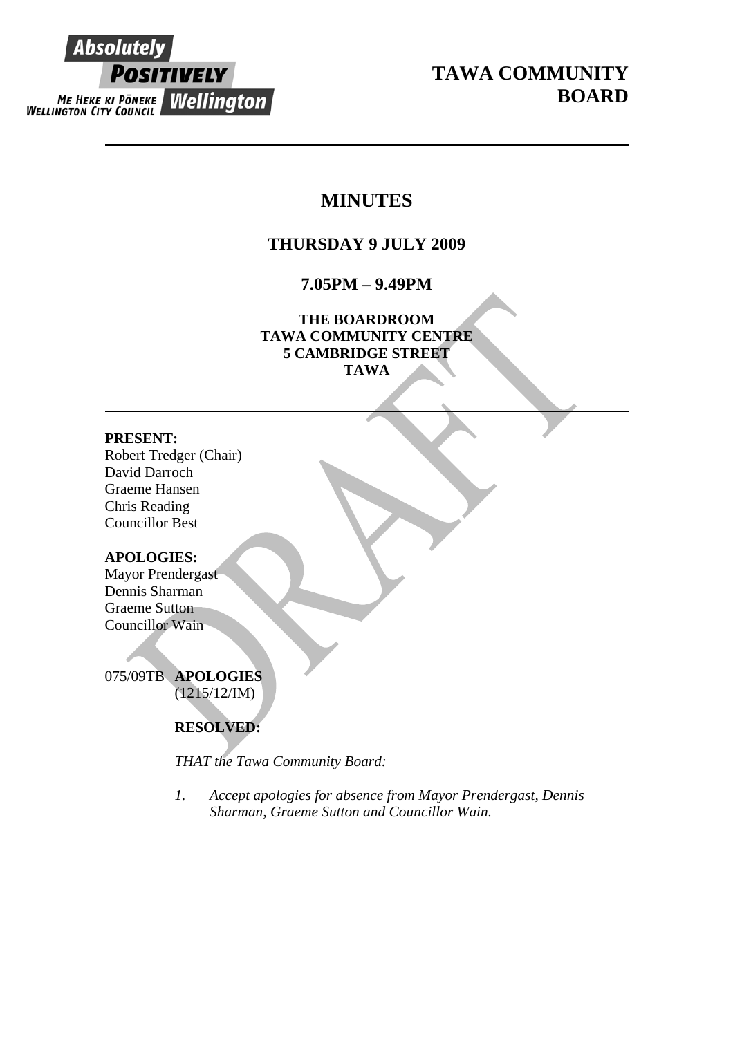Absolutely POSITIVELY Wellington
ME HEKE KI PŌNEKE
WELLINGTON CITY COUNCIL

# TAWA COMMUNITY BOARD

## MINUTES

### THURSDAY 9 JULY 2009

### 7.05PM – 9.49PM

**THE BOARDROOM**
**TAWA COMMUNITY CENTRE**
**5 CAMBRIDGE STREET**
**TAWA**

DRAFT

**PRESENT:**
Robert Tredger (Chair)
David Darroch
Graeme Hansen
Chris Reading
Councillor Best

**APOLOGIES:**
Mayor Prendergast
Dennis Sharman
Graeme Sutton
Councillor Wain

075/09TB **APOLOGIES**
(1215/12/IM)

**RESOLVED:**

*THAT the Tawa Community Board:*

1. *Accept apologies for absence from Mayor Prendergast, Dennis Sharman, Graeme Sutton and Councillor Wain.*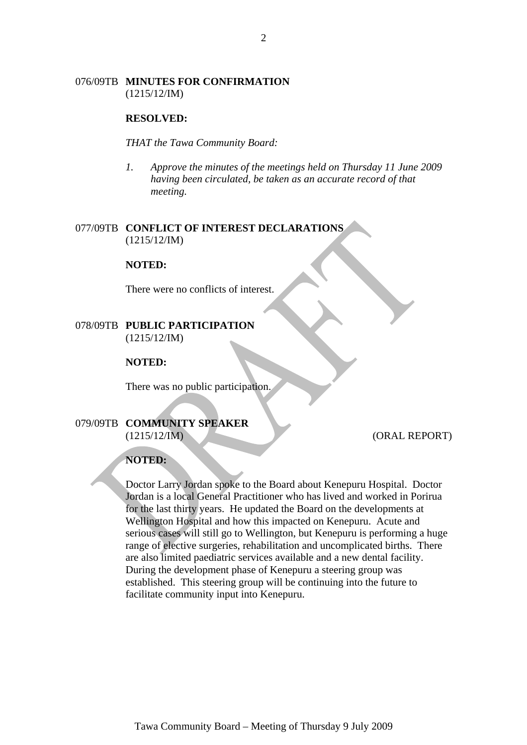076/09TB **MINUTES FOR CONFIRMATION**
(1215/12/IM)

**RESOLVED:**

*THAT the Tawa Community Board:*

1. *Approve the minutes of the meetings held on Thursday 11 June 2009 having been circulated, be taken as an accurate record of that meeting.*

077/09TB **CONFLICT OF INTEREST DECLARATIONS**
(1215/12/IM)

**NOTED:**

There were no conflicts of interest.

078/09TB **PUBLIC PARTICIPATION**
(1215/12/IM)

**NOTED:**

There was no public participation.

079/09TB **COMMUNITY SPEAKER**
(1215/12/IM) (ORAL REPORT)

**NOTED:**

Doctor Larry Jordan spoke to the Board about Kenepuru Hospital. Doctor Jordan is a local General Practitioner who has lived and worked in Porirua for the last thirty years. He updated the Board on the developments at Wellington Hospital and how this impacted on Kenepuru. Acute and serious cases will still go to Wellington, but Kenepuru is performing a huge range of elective surgeries, rehabilitation and uncomplicated births. There are also limited paediatric services available and a new dental facility. During the development phase of Kenepuru a steering group was established. This steering group will be continuing into the future to facilitate community input into Kenepuru.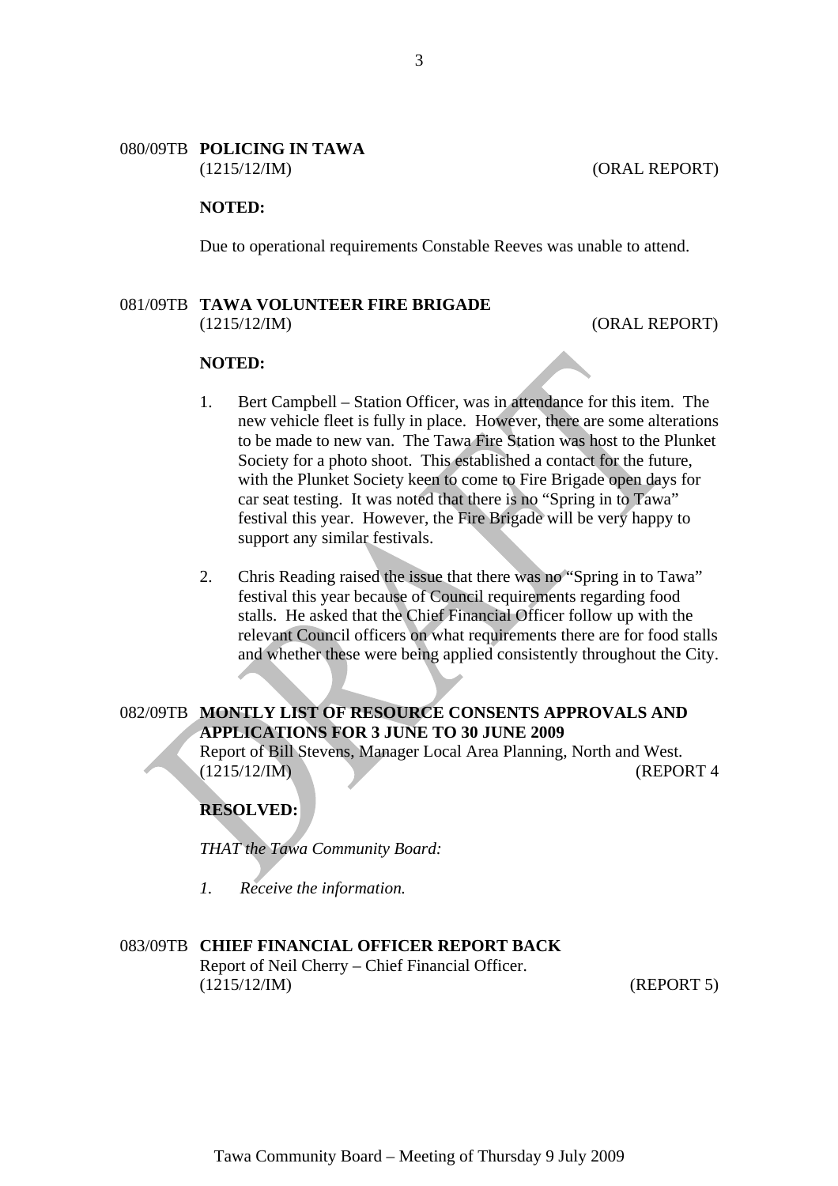080/09TB **POLICING IN TAWA**
(1215/12/IM) (ORAL REPORT)

**NOTED:**

Due to operational requirements Constable Reeves was unable to attend.

081/09TB **TAWA VOLUNTEER FIRE BRIGADE**
(1215/12/IM) (ORAL REPORT)

**NOTED:**

1. Bert Campbell – Station Officer, was in attendance for this item. The new vehicle fleet is fully in place. However, there are some alterations to be made to new van. The Tawa Fire Station was host to the Plunket Society for a photo shoot. This established a contact for the future, with the Plunket Society keen to come to Fire Brigade open days for car seat testing. It was noted that there is no "Spring in to Tawa" festival this year. However, the Fire Brigade will be very happy to support any similar festivals.

2. Chris Reading raised the issue that there was no "Spring in to Tawa" festival this year because of Council requirements regarding food stalls. He asked that the Chief Financial Officer follow up with the relevant Council officers on what requirements there are for food stalls and whether these were being applied consistently throughout the City.

082/09TB **MONTLY LIST OF RESOURCE CONSENTS APPROVALS AND APPLICATIONS FOR 3 JUNE TO 30 JUNE 2009**
Report of Bill Stevens, Manager Local Area Planning, North and West.
(1215/12/IM) (REPORT 4

**RESOLVED:**

*THAT the Tawa Community Board:*

*1. Receive the information.*

083/09TB **CHIEF FINANCIAL OFFICER REPORT BACK**
Report of Neil Cherry – Chief Financial Officer.
(1215/12/IM) (REPORT 5)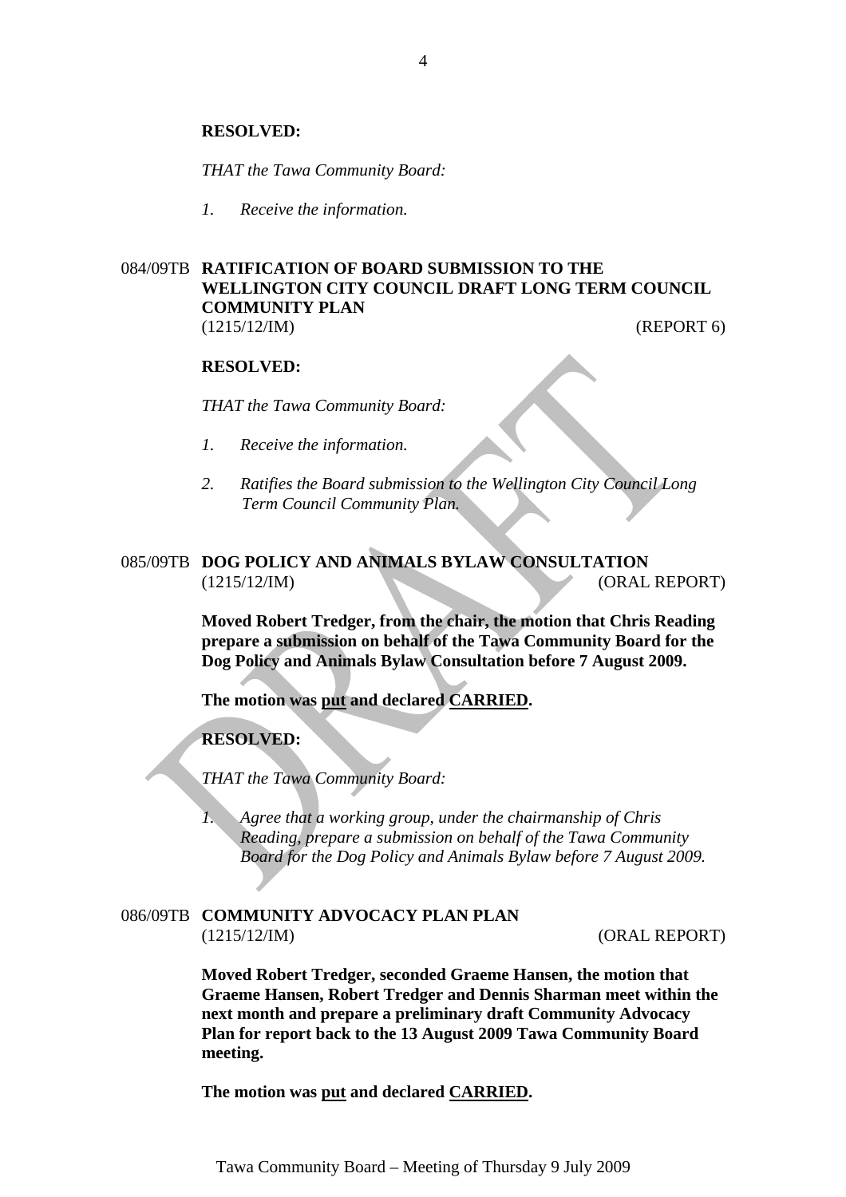**RESOLVED:**

*THAT the Tawa Community Board:*

*1. Receive the information.*

### 084/09TB RATIFICATION OF BOARD SUBMISSION TO THE WELLINGTON CITY COUNCIL DRAFT LONG TERM COUNCIL COMMUNITY PLAN

(1215/12/IM) (REPORT 6)

**RESOLVED:**

*THAT the Tawa Community Board:*

*1. Receive the information.*

*2. Ratifies the Board submission to the Wellington City Council Long Term Council Community Plan.*

### 085/09TB DOG POLICY AND ANIMALS BYLAW CONSULTATION

(1215/12/IM) (ORAL REPORT)

**Moved Robert Tredger, from the chair, the motion that Chris Reading prepare a submission on behalf of the Tawa Community Board for the Dog Policy and Animals Bylaw Consultation before 7 August 2009.**

**The motion was put and declared CARRIED.**

**RESOLVED:**

*THAT the Tawa Community Board:*

*1. Agree that a working group, under the chairmanship of Chris Reading, prepare a submission on behalf of the Tawa Community Board for the Dog Policy and Animals Bylaw before 7 August 2009.*

### 086/09TB COMMUNITY ADVOCACY PLAN PLAN

(1215/12/IM) (ORAL REPORT)

**Moved Robert Tredger, seconded Graeme Hansen, the motion that Graeme Hansen, Robert Tredger and Dennis Sharman meet within the next month and prepare a preliminary draft Community Advocacy Plan for report back to the 13 August 2009 Tawa Community Board meeting.**

**The motion was put and declared CARRIED.**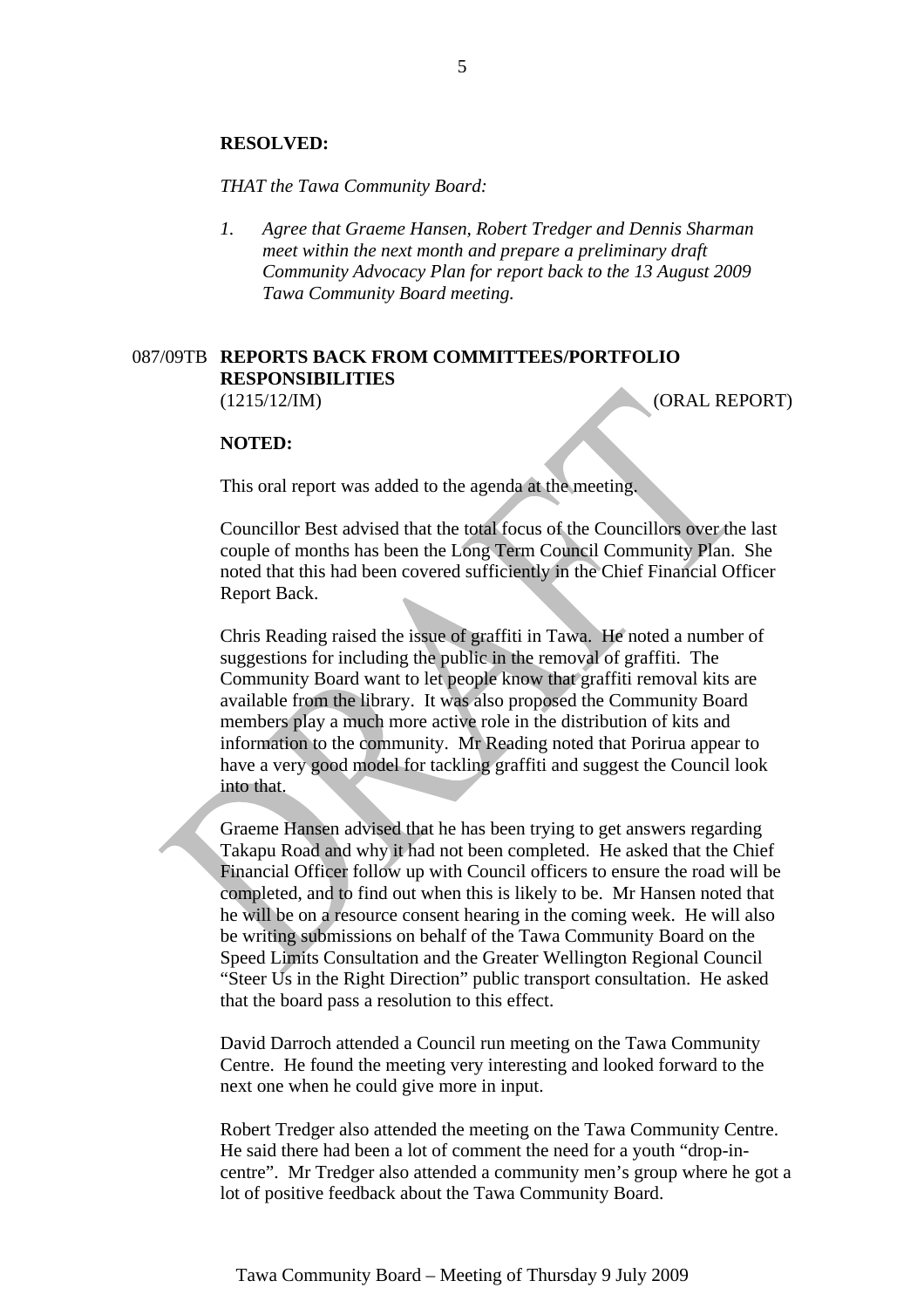**RESOLVED:**

*THAT the Tawa Community Board:*

1. *Agree that Graeme Hansen, Robert Tredger and Dennis Sharman meet within the next month and prepare a preliminary draft Community Advocacy Plan for report back to the 13 August 2009 Tawa Community Board meeting.*

## 087/09TB REPORTS BACK FROM COMMITTEES/PORTFOLIO RESPONSIBILITIES

(1215/12/IM) (ORAL REPORT)

**NOTED:**

This oral report was added to the agenda at the meeting.

Councillor Best advised that the total focus of the Councillors over the last couple of months has been the Long Term Council Community Plan. She noted that this had been covered sufficiently in the Chief Financial Officer Report Back.

Chris Reading raised the issue of graffiti in Tawa. He noted a number of suggestions for including the public in the removal of graffiti. The Community Board want to let people know that graffiti removal kits are available from the library. It was also proposed the Community Board members play a much more active role in the distribution of kits and information to the community. Mr Reading noted that Porirua appear to have a very good model for tackling graffiti and suggest the Council look into that.

Graeme Hansen advised that he has been trying to get answers regarding Takapu Road and why it had not been completed. He asked that the Chief Financial Officer follow up with Council officers to ensure the road will be completed, and to find out when this is likely to be. Mr Hansen noted that he will be on a resource consent hearing in the coming week. He will also be writing submissions on behalf of the Tawa Community Board on the Speed Limits Consultation and the Greater Wellington Regional Council "Steer Us in the Right Direction" public transport consultation. He asked that the board pass a resolution to this effect.

David Darroch attended a Council run meeting on the Tawa Community Centre. He found the meeting very interesting and looked forward to the next one when he could give more in input.

Robert Tredger also attended the meeting on the Tawa Community Centre. He said there had been a lot of comment the need for a youth "drop-in-centre". Mr Tredger also attended a community men's group where he got a lot of positive feedback about the Tawa Community Board.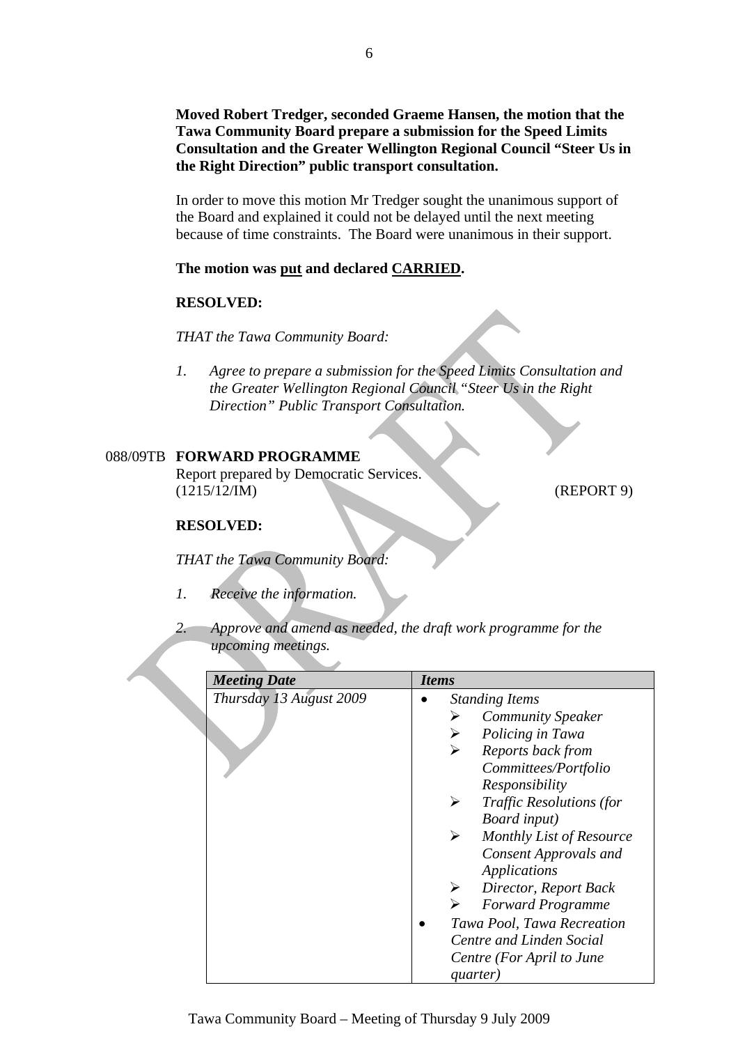**Moved Robert Tredger, seconded Graeme Hansen, the motion that the Tawa Community Board prepare a submission for the Speed Limits Consultation and the Greater Wellington Regional Council "Steer Us in the Right Direction" public transport consultation.**

In order to move this motion Mr Tredger sought the unanimous support of the Board and explained it could not be delayed until the next meeting because of time constraints. The Board were unanimous in their support.

**The motion was put and declared CARRIED.**

**RESOLVED:**

*THAT the Tawa Community Board:*

1. *Agree to prepare a submission for the Speed Limits Consultation and the Greater Wellington Regional Council "Steer Us in the Right Direction" Public Transport Consultation.*

088/09TB **FORWARD PROGRAMME**

Report prepared by Democratic Services.
(1215/12/IM) (REPORT 9)

**RESOLVED:**

*THAT the Tawa Community Board:*

1. *Receive the information.*

2. *Approve and amend as needed, the draft work programme for the upcoming meetings.*

| *Meeting Date* | *Items* |
|---|---|
| *Thursday 13 August 2009* | • *Standing Items*<br>➢ *Community Speaker*<br>➢ *Policing in Tawa*<br>➢ *Reports back from Committees/Portfolio Responsibility*<br>➢ *Traffic Resolutions (for Board input)*<br>➢ *Monthly List of Resource Consent Approvals and Applications*<br>➢ *Director, Report Back*<br>➢ *Forward Programme*<br>• *Tawa Pool, Tawa Recreation Centre and Linden Social Centre (For April to June quarter)* |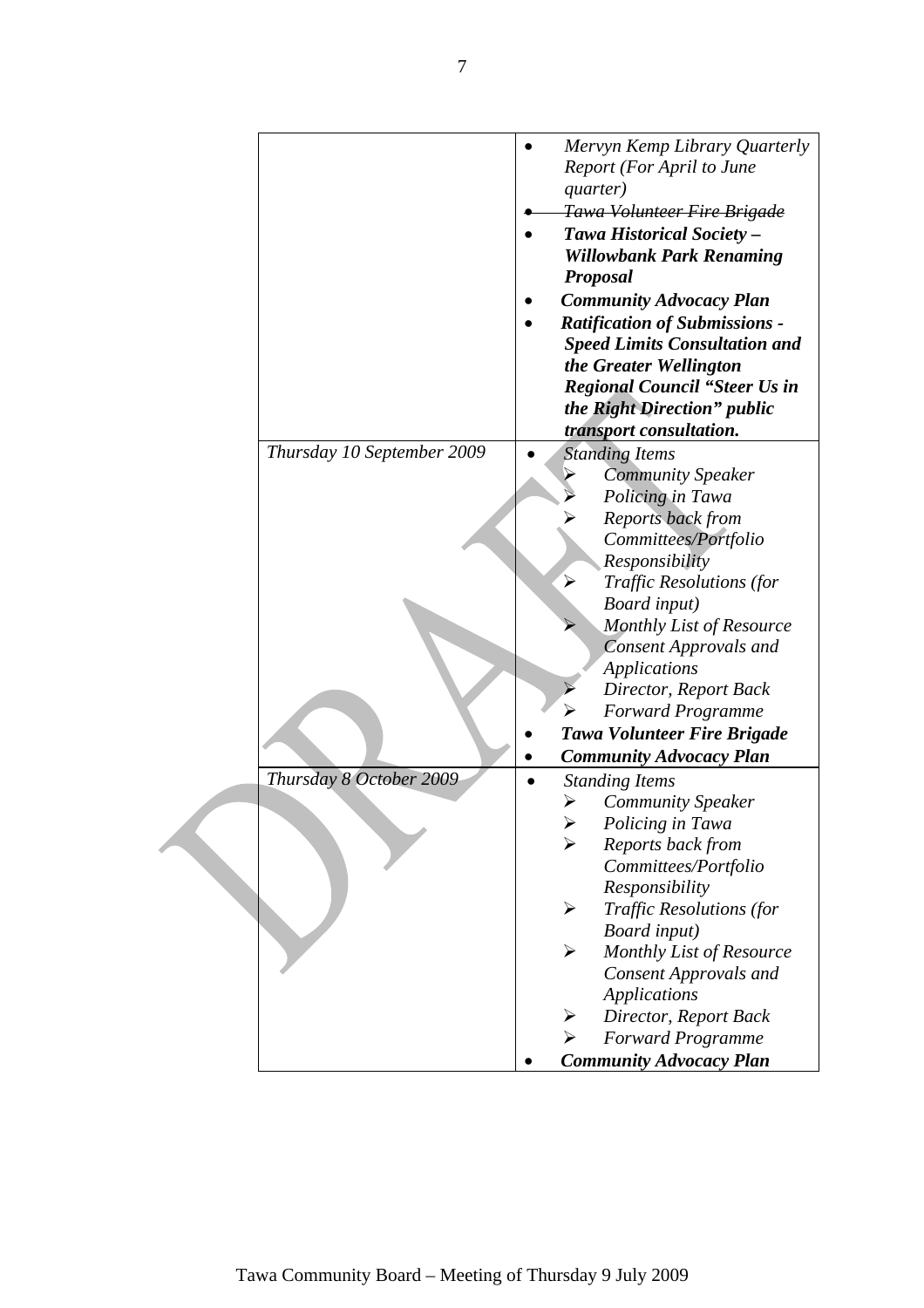| | |
|---|---|
| | • *Mervyn Kemp Library Quarterly Report (For April to June quarter)*<br>• ~~*Tawa Volunteer Fire Brigade*~~<br>• ***Tawa Historical Society – Willowbank Park Renaming Proposal***<br>• ***Community Advocacy Plan***<br>• ***Ratification of Submissions - Speed Limits Consultation and the Greater Wellington Regional Council "Steer Us in the Right Direction" public transport consultation.*** |
| *Thursday 10 September 2009* | • *Standing Items*<br>&nbsp;&nbsp;➢ *Community Speaker*<br>&nbsp;&nbsp;➢ *Policing in Tawa*<br>&nbsp;&nbsp;➢ *Reports back from Committees/Portfolio Responsibility*<br>&nbsp;&nbsp;➢ *Traffic Resolutions (for Board input)*<br>&nbsp;&nbsp;➢ *Monthly List of Resource Consent Approvals and Applications*<br>&nbsp;&nbsp;➢ *Director, Report Back*<br>&nbsp;&nbsp;➢ *Forward Programme*<br>• ***Tawa Volunteer Fire Brigade***<br>• ***Community Advocacy Plan*** |
| *Thursday 8 October 2009* | • *Standing Items*<br>&nbsp;&nbsp;➢ *Community Speaker*<br>&nbsp;&nbsp;➢ *Policing in Tawa*<br>&nbsp;&nbsp;➢ *Reports back from Committees/Portfolio Responsibility*<br>&nbsp;&nbsp;➢ *Traffic Resolutions (for Board input)*<br>&nbsp;&nbsp;➢ *Monthly List of Resource Consent Approvals and Applications*<br>&nbsp;&nbsp;➢ *Director, Report Back*<br>&nbsp;&nbsp;➢ *Forward Programme*<br>• ***Community Advocacy Plan*** |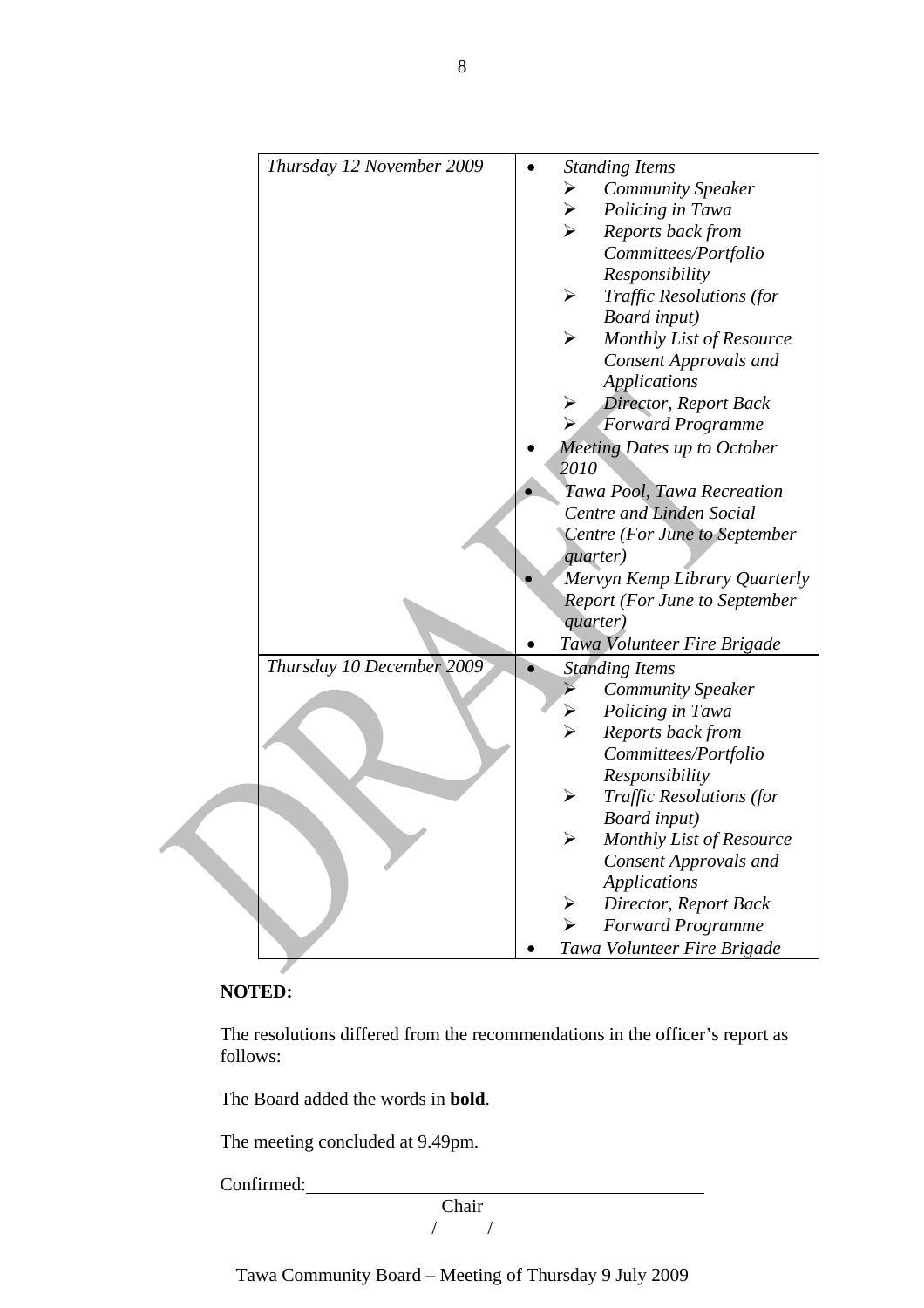| | |
|---|---|
| *Thursday 12 November 2009* | • *Standing Items*<br>➢ *Community Speaker*<br>➢ *Policing in Tawa*<br>➢ *Reports back from Committees/Portfolio Responsibility*<br>➢ *Traffic Resolutions (for Board input)*<br>➢ *Monthly List of Resource Consent Approvals and Applications*<br>➢ *Director, Report Back*<br>➢ *Forward Programme*<br>• *Meeting Dates up to October 2010*<br>• *Tawa Pool, Tawa Recreation Centre and Linden Social Centre (For June to September quarter)*<br>• *Mervyn Kemp Library Quarterly Report (For June to September quarter)*<br>• *Tawa Volunteer Fire Brigade* |
| *Thursday 10 December 2009* | • *Standing Items*<br>➢ *Community Speaker*<br>➢ *Policing in Tawa*<br>➢ *Reports back from Committees/Portfolio Responsibility*<br>➢ *Traffic Resolutions (for Board input)*<br>➢ *Monthly List of Resource Consent Approvals and Applications*<br>➢ *Director, Report Back*<br>➢ *Forward Programme*<br>• *Tawa Volunteer Fire Brigade* |

**NOTED:**

The resolutions differed from the recommendations in the officer's report as follows:

The Board added the words in **bold**.

The meeting concluded at 9.49pm.

Confirmed:\_\_\_\_\_\_\_\_\_\_\_\_\_\_\_\_\_\_\_\_\_\_\_\_\_\_\_\_\_\_\_\_\_\_\_\_\_\_\_\_

Chair

/ /

Tawa Community Board – Meeting of Thursday 9 July 2009